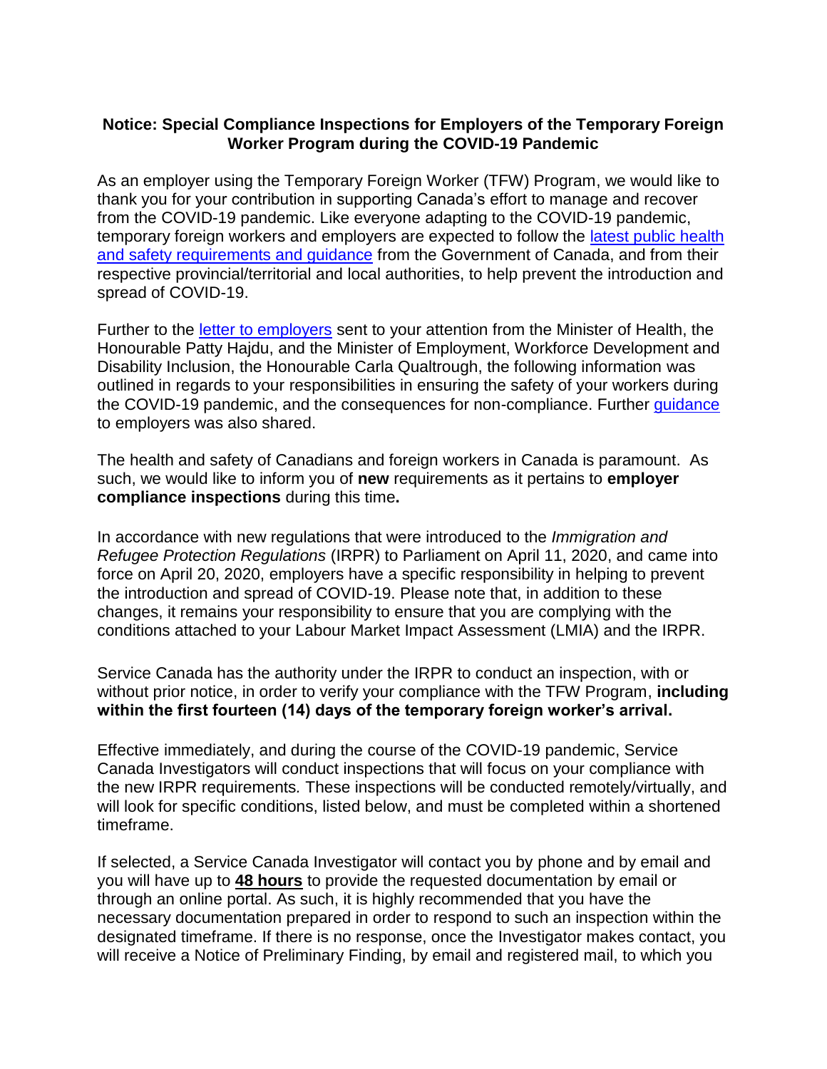**Notice: Special Compliance Inspections for Employers of the Temporary Foreign Worker Program during the COVID-19 Pandemic**

As an employer using the Temporary Foreign Worker (TFW) Program, we would like to thank you for your contribution in supporting Canada's effort to manage and recover from the COVID-19 pandemic. Like everyone adapting to the COVID-19 pandemic, temporary foreign workers and employers are expected to follow the latest public health and safety requirements and guidance from the Government of Canada, and from their respective provincial/territorial and local authorities, to help prevent the introduction and spread of COVID-19.

Further to the letter to employers sent to your attention from the Minister of Health, the Honourable Patty Hajdu, and the Minister of Employment, Workforce Development and Disability Inclusion, the Honourable Carla Qualtrough, the following information was outlined in regards to your responsibilities in ensuring the safety of your workers during the COVID-19 pandemic, and the consequences for non-compliance. Further guidance to employers was also shared.

The health and safety of Canadians and foreign workers in Canada is paramount. As such, we would like to inform you of **new** requirements as it pertains to **employer compliance inspections** during this time**.**

In accordance with new regulations that were introduced to the *Immigration and Refugee Protection Regulations* (IRPR) to Parliament on April 11, 2020, and came into force on April 20, 2020, employers have a specific responsibility in helping to prevent the introduction and spread of COVID-19. Please note that, in addition to these changes, it remains your responsibility to ensure that you are complying with the conditions attached to your Labour Market Impact Assessment (LMIA) and the IRPR.

Service Canada has the authority under the IRPR to conduct an inspection, with or without prior notice, in order to verify your compliance with the TFW Program, **including within the first fourteen (14) days of the temporary foreign worker's arrival.**

Effective immediately, and during the course of the COVID-19 pandemic, Service Canada Investigators will conduct inspections that will focus on your compliance with the new IRPR requirements. These inspections will be conducted remotely/virtually, and will look for specific conditions, listed below, and must be completed within a shortened timeframe.

If selected, a Service Canada Investigator will contact you by phone and by email and you will have up to **48 hours** to provide the requested documentation by email or through an online portal. As such, it is highly recommended that you have the necessary documentation prepared in order to respond to such an inspection within the designated timeframe. If there is no response, once the Investigator makes contact, you will receive a Notice of Preliminary Finding, by email and registered mail, to which you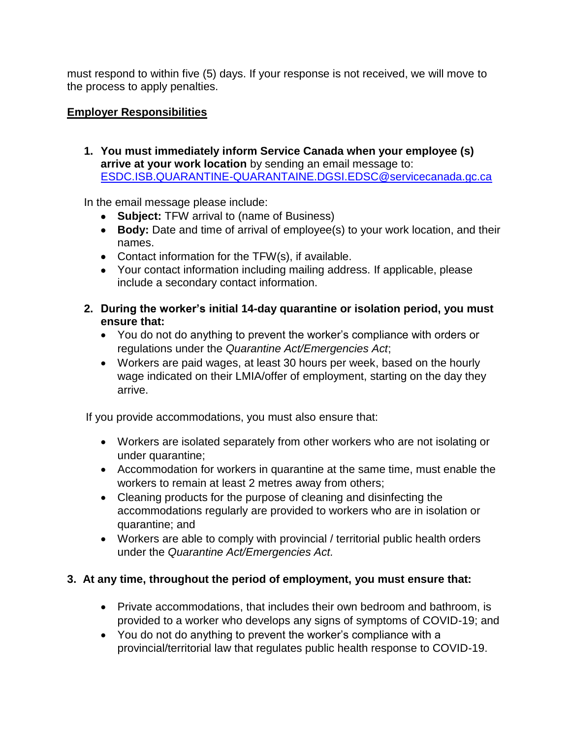must respond to within five (5) days. If your response is not received, we will move to the process to apply penalties.

## Employer Responsibilities

1. **You must immediately inform Service Canada when your employee (s) arrive at your work location** by sending an email message to: ESDC.ISB.QUARANTINE-QUARANTAINE.DGSI.EDSC@servicecanada.gc.ca

   In the email message please include:
   - **Subject:** TFW arrival to (name of Business)
   - **Body:** Date and time of arrival of employee(s) to your work location, and their names.
   - Contact information for the TFW(s), if available.
   - Your contact information including mailing address. If applicable, please include a secondary contact information.

2. **During the worker's initial 14-day quarantine or isolation period, you must ensure that:**
   - You do not do anything to prevent the worker's compliance with orders or regulations under the *Quarantine Act/Emergencies Act*;
   - Workers are paid wages, at least 30 hours per week, based on the hourly wage indicated on their LMIA/offer of employment, starting on the day they arrive.

   If you provide accommodations, you must also ensure that:

   - Workers are isolated separately from other workers who are not isolating or under quarantine;
   - Accommodation for workers in quarantine at the same time, must enable the workers to remain at least 2 metres away from others;
   - Cleaning products for the purpose of cleaning and disinfecting the accommodations regularly are provided to workers who are in isolation or quarantine; and
   - Workers are able to comply with provincial / territorial public health orders under the *Quarantine Act/Emergencies Act.*

3. **At any time, throughout the period of employment, you must ensure that:**
   - Private accommodations, that includes their own bedroom and bathroom, is provided to a worker who develops any signs of symptoms of COVID-19; and
   - You do not do anything to prevent the worker's compliance with a provincial/territorial law that regulates public health response to COVID-19.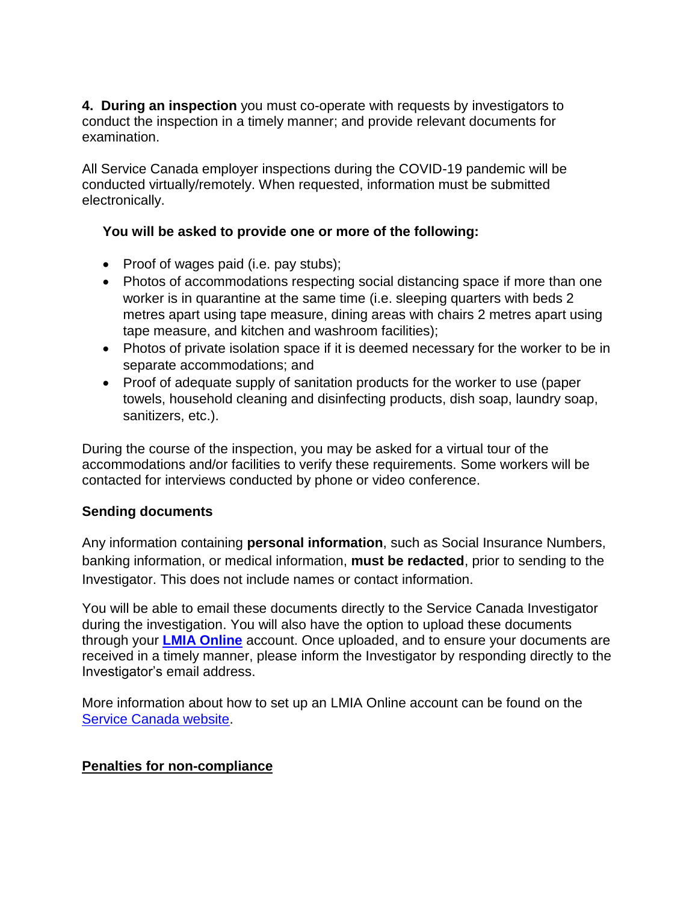**4. During an inspection** you must co-operate with requests by investigators to conduct the inspection in a timely manner; and provide relevant documents for examination.

All Service Canada employer inspections during the COVID-19 pandemic will be conducted virtually/remotely. When requested, information must be submitted electronically.

**You will be asked to provide one or more of the following:**

- Proof of wages paid (i.e. pay stubs);
- Photos of accommodations respecting social distancing space if more than one worker is in quarantine at the same time (i.e. sleeping quarters with beds 2 metres apart using tape measure, dining areas with chairs 2 metres apart using tape measure, and kitchen and washroom facilities);
- Photos of private isolation space if it is deemed necessary for the worker to be in separate accommodations; and
- Proof of adequate supply of sanitation products for the worker to use (paper towels, household cleaning and disinfecting products, dish soap, laundry soap, sanitizers, etc.).

During the course of the inspection, you may be asked for a virtual tour of the accommodations and/or facilities to verify these requirements. Some workers will be contacted for interviews conducted by phone or video conference.

**Sending documents**

Any information containing **personal information**, such as Social Insurance Numbers, banking information, or medical information, **must be redacted**, prior to sending to the Investigator. This does not include names or contact information.

You will be able to email these documents directly to the Service Canada Investigator during the investigation. You will also have the option to upload these documents through your **LMIA Online** account. Once uploaded, and to ensure your documents are received in a timely manner, please inform the Investigator by responding directly to the Investigator's email address.

More information about how to set up an LMIA Online account can be found on the Service Canada website.

**Penalties for non-compliance**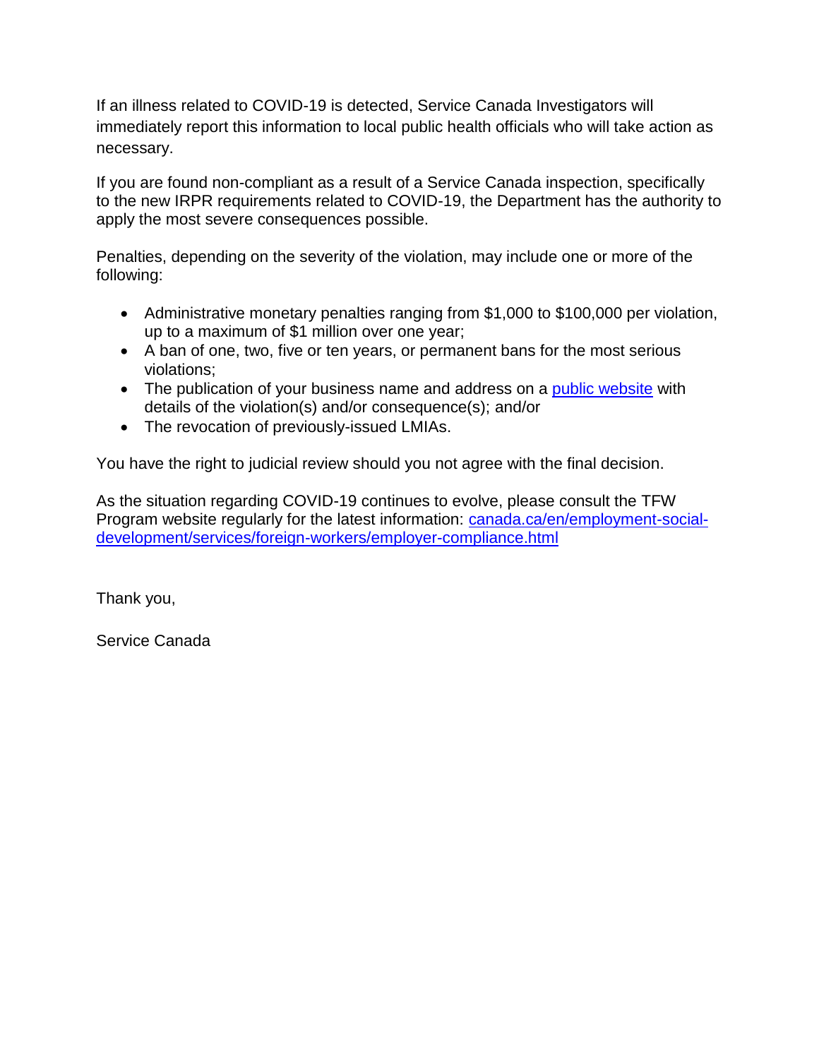If an illness related to COVID-19 is detected, Service Canada Investigators will immediately report this information to local public health officials who will take action as necessary.

If you are found non-compliant as a result of a Service Canada inspection, specifically to the new IRPR requirements related to COVID-19, the Department has the authority to apply the most severe consequences possible.

Penalties, depending on the severity of the violation, may include one or more of the following:

- Administrative monetary penalties ranging from $1,000 to $100,000 per violation, up to a maximum of $1 million over one year;
- A ban of one, two, five or ten years, or permanent bans for the most serious violations;
- The publication of your business name and address on a public website with details of the violation(s) and/or consequence(s); and/or
- The revocation of previously-issued LMIAs.

You have the right to judicial review should you not agree with the final decision.

As the situation regarding COVID-19 continues to evolve, please consult the TFW Program website regularly for the latest information: canada.ca/en/employment-social-development/services/foreign-workers/employer-compliance.html

Thank you,

Service Canada